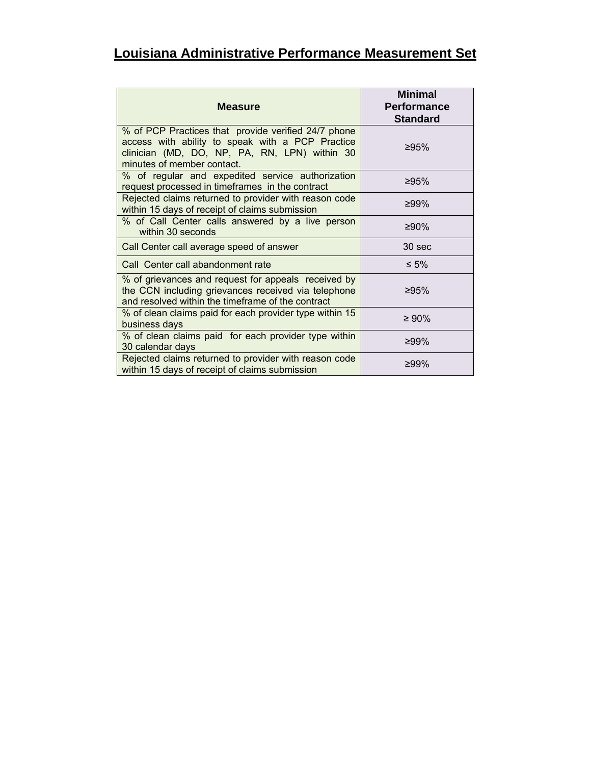# Louisiana Administrative Performance Measurement Set

| Measure | Minimal Performance Standard |
|---|---|
| % of PCP Practices that provide verified 24/7 phone access with ability to speak with a PCP Practice clinician (MD, DO, NP, PA, RN, LPN) within 30 minutes of member contact. | ≥95% |
| % of regular and expedited service authorization request processed in timeframes in the contract | ≥95% |
| Rejected claims returned to provider with reason code within 15 days of receipt of claims submission | ≥99% |
| % of Call Center calls answered by a live person within 30 seconds | ≥90% |
| Call Center call average speed of answer | 30 sec |
| Call Center call abandonment rate | ≤ 5% |
| % of grievances and request for appeals received by the CCN including grievances received via telephone and resolved within the timeframe of the contract | ≥95% |
| % of clean claims paid for each provider type within 15 business days | ≥ 90% |
| % of clean claims paid for each provider type within 30 calendar days | ≥99% |
| Rejected claims returned to provider with reason code within 15 days of receipt of claims submission | ≥99% |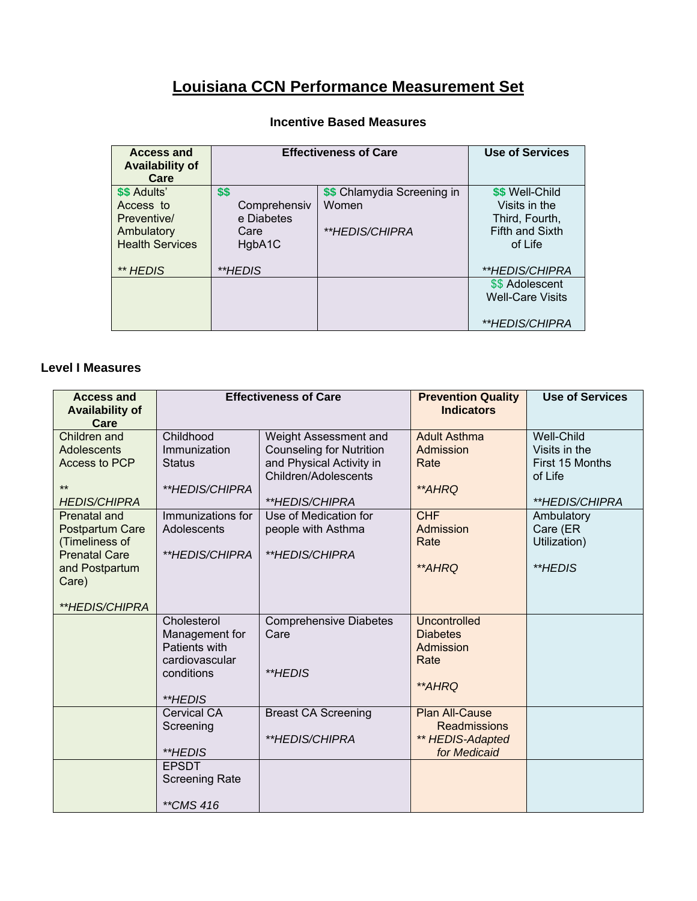# Louisiana CCN Performance Measurement Set

### Incentive Based Measures

| Access and Availability of Care | Effectiveness of Care | | Use of Services |
|---|---|---|---|
| $$ Adults' Access to Preventive/ Ambulatory Health Services<br><br>*\*\* HEDIS* | $$ Comprehensive Diabetes Care HgbA1C<br><br>*\*\*HEDIS* | $$ Chlamydia Screening in Women<br><br>*\*\*HEDIS/CHIPRA* | $$ Well-Child Visits in the Third, Fourth, Fifth and Sixth of Life<br><br>*\*\*HEDIS/CHIPRA* |
| | | | $$ Adolescent Well-Care Visits<br><br>*\*\*HEDIS/CHIPRA* |

### Level I Measures

| Access and Availability of Care | Effectiveness of Care | | Prevention Quality Indicators | Use of Services |
|---|---|---|---|---|
| Children and Adolescents Access to PCP<br><br>*\*\* HEDIS/CHIPRA* | Childhood Immunization Status<br><br>*\*\*HEDIS/CHIPRA* | Weight Assessment and Counseling for Nutrition and Physical Activity in Children/Adolescents<br><br>*\*\*HEDIS/CHIPRA* | Adult Asthma Admission Rate<br><br>*\*\*AHRQ* | Well-Child Visits in the First 15 Months of Life<br><br>*\*\*HEDIS/CHIPRA* |
| Prenatal and Postpartum Care (Timeliness of Prenatal Care and Postpartum Care)<br><br>*\*\*HEDIS/CHIPRA* | Immunizations for Adolescents<br><br>*\*\*HEDIS/CHIPRA* | Use of Medication for people with Asthma<br><br>*\*\*HEDIS/CHIPRA* | CHF Admission Rate<br><br>*\*\*AHRQ* | Ambulatory Care (ER Utilization)<br><br>*\*\*HEDIS* |
| | Cholesterol Management for Patients with cardiovascular conditions<br><br>*\*\*HEDIS* | Comprehensive Diabetes Care<br><br>*\*\*HEDIS* | Uncontrolled Diabetes Admission Rate<br><br>*\*\*AHRQ* | |
| | Cervical CA Screening<br><br>*\*\*HEDIS* | Breast CA Screening<br><br>*\*\*HEDIS/CHIPRA* | Plan All-Cause Readmissions<br>*\*\* HEDIS-Adapted for Medicaid* | |
| | EPSDT Screening Rate<br><br>*\*\*CMS 416* | | | |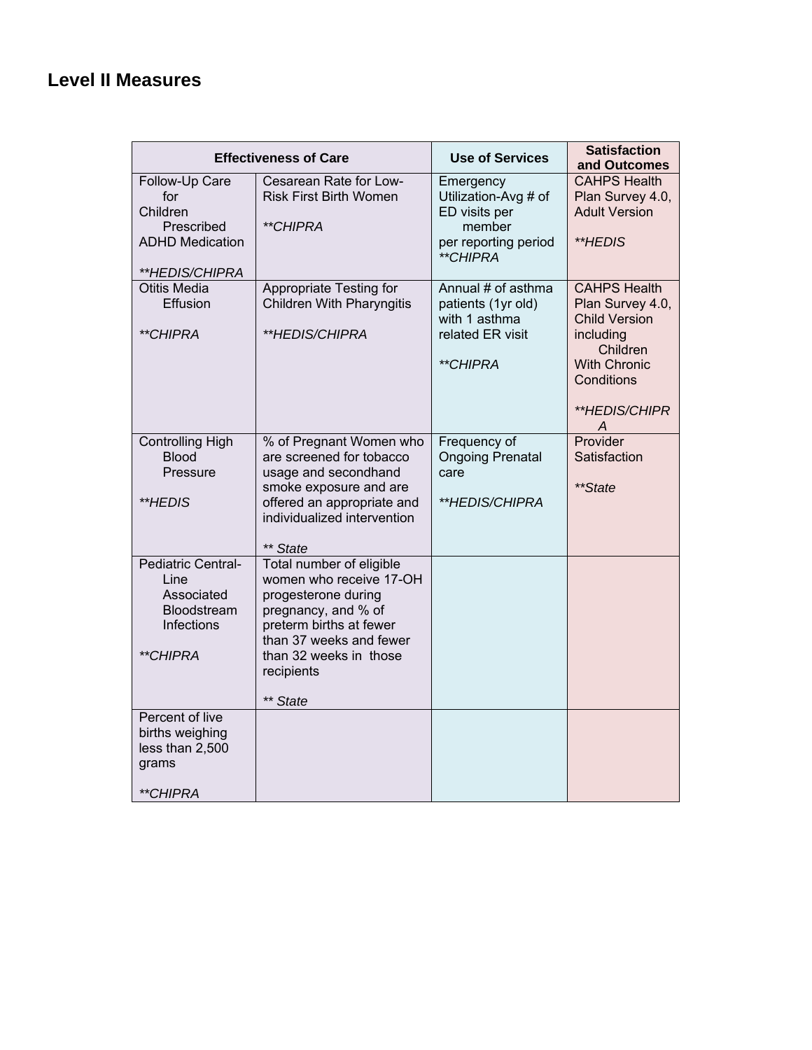## Level II Measures

| Effectiveness of Care | | Use of Services | Satisfaction and Outcomes |
|---|---|---|---|
| Follow-Up Care for Children Prescribed ADHD Medication<br><br>*\*\*HEDIS/CHIPRA* | Cesarean Rate for Low-Risk First Birth Women<br><br>*\*\*CHIPRA* | Emergency Utilization-Avg # of ED visits per member per reporting period<br>*\*\*CHIPRA* | CAHPS Health Plan Survey 4.0, Adult Version<br><br>*\*\*HEDIS* |
| Otitis Media Effusion<br><br>*\*\*CHIPRA* | Appropriate Testing for Children With Pharyngitis<br><br>*\*\*HEDIS/CHIPRA* | Annual # of asthma patients (1yr old) with 1 asthma related ER visit<br><br>*\*\*CHIPRA* | CAHPS Health Plan Survey 4.0, Child Version including Children With Chronic Conditions<br><br>*\*\*HEDIS/CHIPRA* |
| Controlling High Blood Pressure<br><br>*\*\*HEDIS* | % of Pregnant Women who are screened for tobacco usage and secondhand smoke exposure and are offered an appropriate and individualized intervention<br><br>*\*\* State* | Frequency of Ongoing Prenatal care<br><br>*\*\*HEDIS/CHIPRA* | Provider Satisfaction<br><br>*\*\*State* |
| Pediatric Central-Line Associated Bloodstream Infections<br><br>*\*\*CHIPRA* | Total number of eligible women who receive 17-OH progesterone during pregnancy, and % of preterm births at fewer than 37 weeks and fewer than 32 weeks in those recipients<br><br>*\*\* State* | | |
| Percent of live births weighing less than 2,500 grams<br><br>*\*\*CHIPRA* | | | |